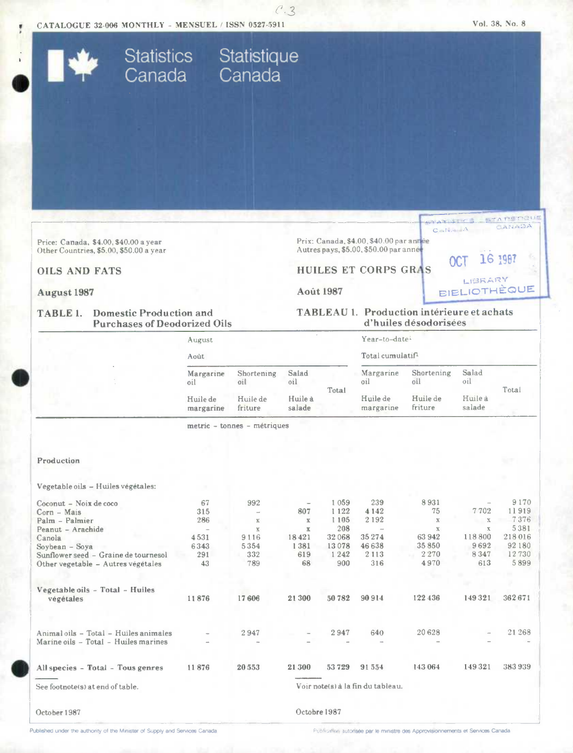CATALOGUE 32-006 MONTHLY - MENSUEL / ISSN 0527-5911

Vol. 38, No. 8

Statistics Canada — Statistique Canada

Price: Canada, $4.00, $40.00 a year
Other Countries, $5.00, $50.00 a year

Prix: Canada, $4.00, $40.00 par année
Autres pays, $5.00, $50.00 par année

# OILS AND FATS

# HUILES ET CORPS GRAS

**August 1987**

**Août 1987**

## TABLE 1. Domestic Production and Purchases of Deodorized Oils

## TABLEAU 1. Production intérieure et achats d'huiles désodorisées

| | August / Août | | | | Year-to-date[1] / Total cumulatif[1] | | | |
|---|---|---|---|---|---|---|---|---|
| | Margarine oil / Huile de margarine | Shortening oil / Huile de friture | Salad oil / Huile à salade | Total | Margarine oil / Huile de margarine | Shortening oil / Huile de friture | Salad oil / Huile à salade | Total |
| | metric - tonnes - métriques | | | | | | | |
| **Production** | | | | | | | | |
| Vegetable oils - Huiles végétales: | | | | | | | | |
| Coconut - Noix de coco | 67 | 992 | – | 1 059 | 239 | 8 931 | – | 9 170 |
| Corn - Maïs | 315 | – | 807 | 1 122 | 4 142 | 75 | 7 702 | 11 919 |
| Palm - Palmier | 286 | x | x | 1 105 | 2 192 | x | x | 7 376 |
| Peanut - Arachide | – | x | x | 208 | – | x | x | 5 381 |
| Canola | 4 531 | 9 116 | 18 421 | 32 068 | 35 274 | 63 942 | 118 800 | 218 016 |
| Soybean - Soya | 6 343 | 5 354 | 1 381 | 13 078 | 46 638 | 35 850 | 9 692 | 92 180 |
| Sunflower seed - Graine de tournesol | 291 | 332 | 619 | 1 242 | 2 113 | 2 270 | 8 347 | 12 730 |
| Other vegetable - Autres végétales | 43 | 789 | 68 | 900 | 316 | 4 970 | 613 | 5 899 |
| Vegetable oils - Total - Huiles végétales | 11 876 | 17 606 | 21 300 | 50 782 | 90 914 | 122 436 | 149 321 | 362 671 |
| Animal oils - Total - Huiles animales | – | 2 947 | – | 2 947 | 640 | 20 628 | – | 21 268 |
| Marine oils - Total - Huiles marines | – | – | – | – | – | – | – | – |
| All species - Total - Tous genres | 11 876 | 20 553 | 21 300 | 53 729 | 91 554 | 143 064 | 149 321 | 383 939 |

See footnote(s) at end of table.

Voir note(s) à la fin du tableau.

October 1987

Octobre 1987

Published under the authority of the Minister of Supply and Services Canada

Publication autorisée par le ministre des Approvisionnements et Services Canada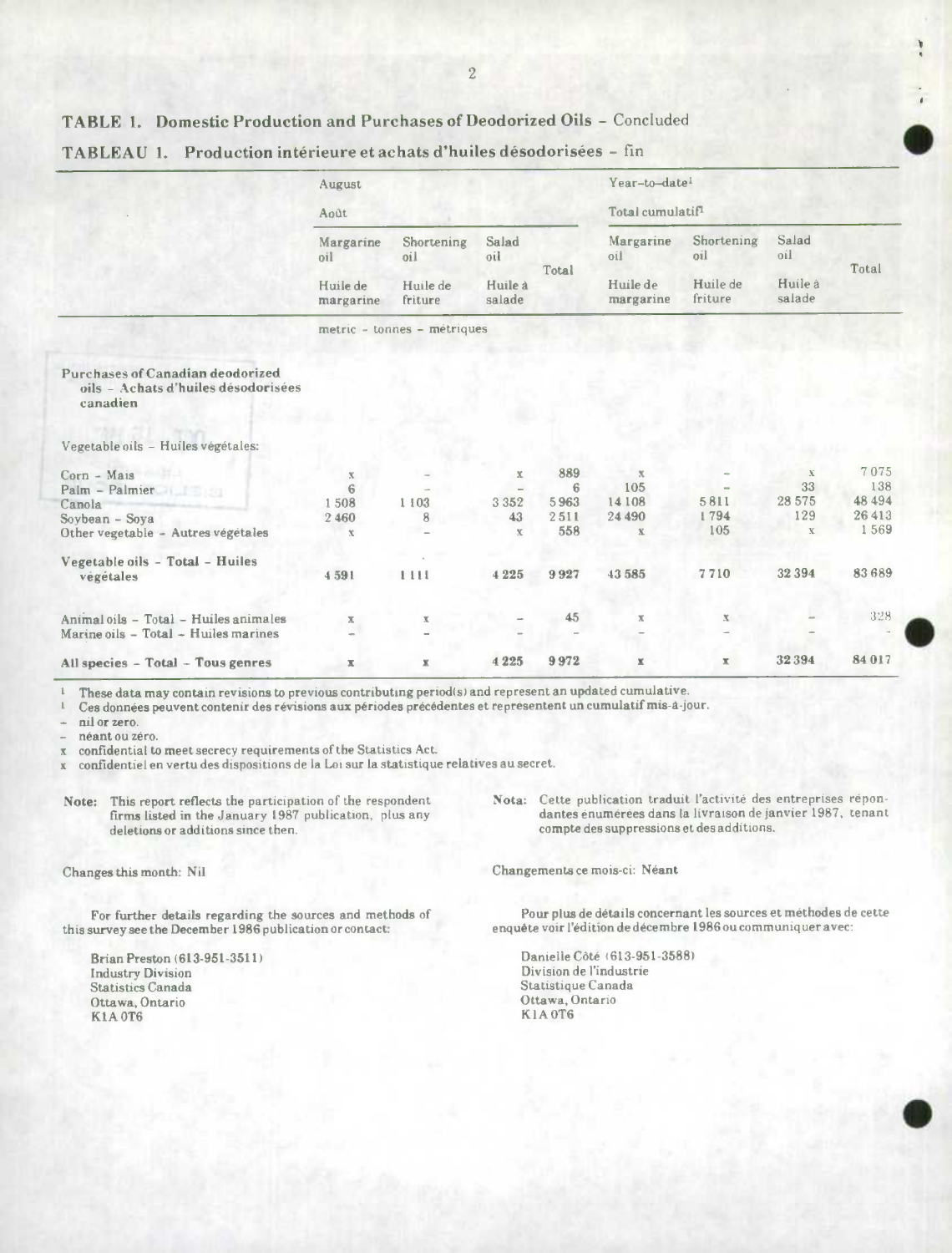## TABLE 1. Domestic Production and Purchases of Deodorized Oils – Concluded

## TABLEAU 1. Production intérieure et achats d'huiles désodorisées – fin

| | August<br>Août | | | | Year-to-date[1]<br>Total cumulatif[1] | | | |
|---|---|---|---|---|---|---|---|---|
| | Margarine oil<br>Huile de margarine | Shortening oil<br>Huile de friture | Salad oil<br>Huile à salade | Total | Margarine oil<br>Huile de margarine | Shortening oil<br>Huile de friture | Salad oil<br>Huile à salade | Total |
| | metric – tonnes – métriques | | | | | | | |
| **Purchases of Canadian deodorized oils – Achats d'huiles désodorisées canadien** | | | | | | | | |
| Vegetable oils – Huiles végétales: | | | | | | | | |
| Corn – Maïs | x | – | x | 889 | x | – | x | 7 075 |
| Palm – Palmier | 6 | – | – | 6 | 105 | – | 33 | 138 |
| Canola | 1 508 | 1 103 | 3 352 | 5 963 | 14 108 | 5 811 | 28 575 | 48 494 |
| Soybean – Soya | 2 460 | 8 | 43 | 2 511 | 24 490 | 1 794 | 129 | 26 413 |
| Other vegetable – Autres végétales | x | – | x | 558 | x | 105 | x | 1 569 |
| **Vegetable oils – Total – Huiles végétales** | 4 591 | 1 111 | 4 225 | 9 927 | 43 585 | 7 710 | 32 394 | 83 689 |
| Animal oils – Total – Huiles animales | x | x | – | 45 | x | x | – | 328 |
| Marine oils – Total – Huiles marines | – | – | – | – | – | – | – | – |
| **All species – Total – Tous genres** | x | x | 4 225 | 9 972 | x | x | 32 394 | 84 017 |

[1] These data may contain revisions to previous contributing period(s) and represent an updated cumulative.
[1] Ces données peuvent contenir des révisions aux périodes précédentes et representent un cumulatif mis-à-jour.
– nil or zero.
– néant ou zéro.
x confidential to meet secrecy requirements of the Statistics Act.
x confidentiel en vertu des dispositions de la Loi sur la statistique relatives au secret.

**Note:** This report reflects the participation of the respondent firms listed in the January 1987 publication, plus any deletions or additions since then.

Changes this month: Nil

For further details regarding the sources and methods of this survey see the December 1986 publication or contact:

Brian Preston (613-951-3511)
Industry Division
Statistics Canada
Ottawa, Ontario
K1A 0T6

**Nota:** Cette publication traduit l'activité des entreprises répondantes énumérées dans la livraison de janvier 1987, tenant compte des suppressions et des additions.

Changements ce mois-ci: Néant

Pour plus de détails concernant les sources et méthodes de cette enquête voir l'édition de décembre 1986 ou communiquer avec:

Danielle Côté (613-951-3588)
Division de l'industrie
Statistique Canada
Ottawa, Ontario
K1A 0T6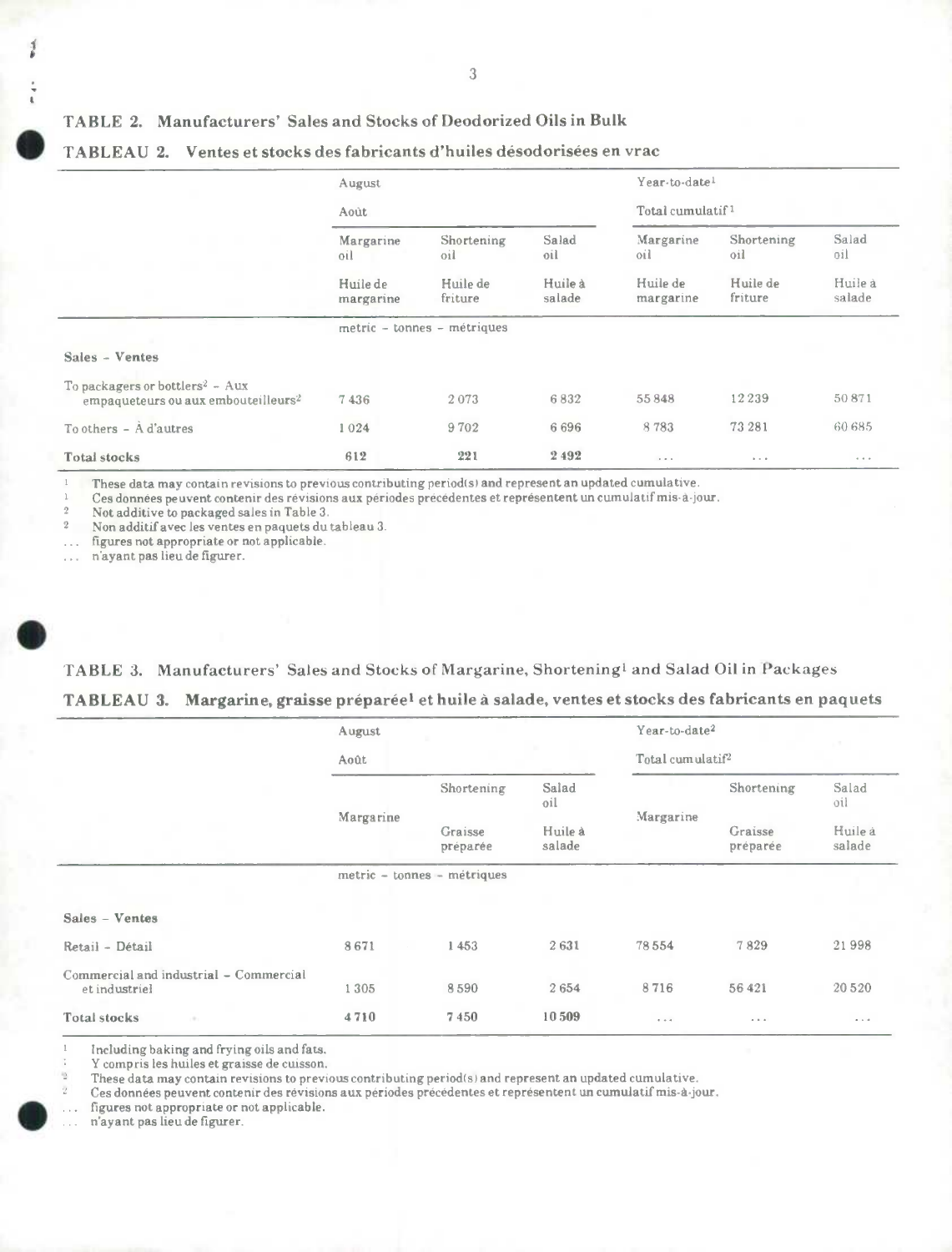## TABLE 2. Manufacturers' Sales and Stocks of Deodorized Oils in Bulk

## TABLEAU 2. Ventes et stocks des fabricants d'huiles désodorisées en vrac

| | August | | | Year-to-date[1] | | |
|---|---|---|---|---|---|---|
| | Août | | | Total cumulatif[1] | | |
| | Margarine oil | Shortening oil | Salad oil | Margarine oil | Shortening oil | Salad oil |
| | Huile de margarine | Huile de friture | Huile à salade | Huile de margarine | Huile de friture | Huile à salade |
| | metric - tonnes - métriques | | | | | |
| **Sales - Ventes** | | | | | | |
| To packagers or bottlers[2] - Aux empaqueteurs ou aux embouteilleurs[2] | 7 436 | 2 073 | 6 832 | 55 848 | 12 239 | 50 871 |
| To others - À d'autres | 1 024 | 9 702 | 6 696 | 8 783 | 73 281 | 60 685 |
| **Total stocks** | **612** | **221** | **2 492** | ... | ... | ... |

1 These data may contain revisions to previous contributing period(s) and represent an updated cumulative.
1 Ces données peuvent contenir des révisions aux périodes précédentes et représentent un cumulatif mis-à-jour.
2 Not additive to packaged sales in Table 3.
2 Non additif avec les ventes en paquets du tableau 3.
... figures not appropriate or not applicable.
... n'ayant pas lieu de figurer.

## TABLE 3. Manufacturers' Sales and Stocks of Margarine, Shortening[1] and Salad Oil in Packages

## TABLEAU 3. Margarine, graisse préparée[1] et huile à salade, ventes et stocks des fabricants en paquets

| | August | | | Year-to-date[2] | | |
|---|---|---|---|---|---|---|
| | Août | | | Total cumulatif[2] | | |
| | Margarine | Shortening | Salad oil | Margarine | Shortening | Salad oil |
| | | Graisse préparée | Huile à salade | | Graisse préparée | Huile à salade |
| | metric - tonnes - métriques | | | | | |
| **Sales - Ventes** | | | | | | |
| Retail - Détail | 8 671 | 1 453 | 2 631 | 78 554 | 7 829 | 21 998 |
| Commercial and industrial - Commercial et industriel | 1 305 | 8 590 | 2 654 | 8 716 | 56 421 | 20 520 |
| **Total stocks** | **4 710** | **7 450** | **10 509** | ... | ... | ... |

1 Including baking and frying oils and fats.
1 Y compris les huiles et graisse de cuisson.
2 These data may contain revisions to previous contributing period(s) and represent an updated cumulative.
2 Ces données peuvent contenir des révisions aux périodes précédentes et représentent un cumulatif mis-à-jour.
... figures not appropriate or not applicable.
... n'ayant pas lieu de figurer.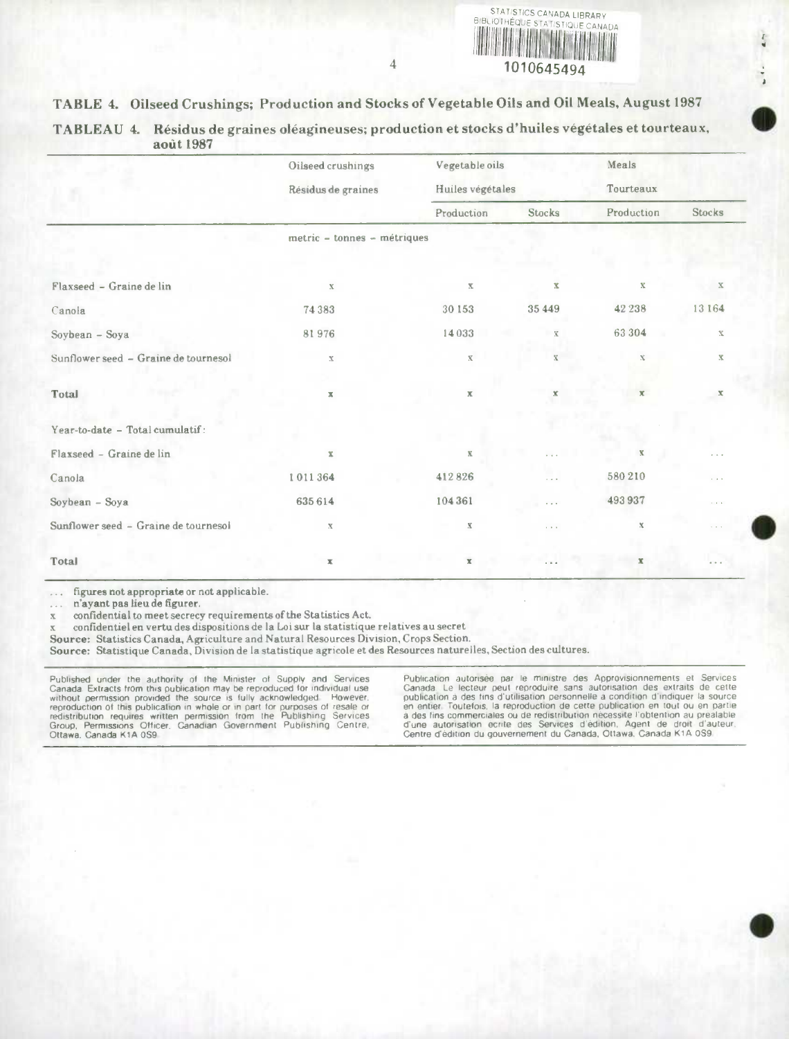**TABLE 4. Oilseed Crushings; Production and Stocks of Vegetable Oils and Oil Meals, August 1987**

**TABLEAU 4. Résidus de graines oléagineuses; production et stocks d'huiles végétales et tourteaux, août 1987**

| | Oilseed crushings Résidus de graines | Vegetable oils Huiles végétales | | Meals Tourteaux | |
|---|---|---|---|---|---|
| | | Production | Stocks | Production | Stocks |
| | metric – tonnes – métriques | | | | |
| Flaxseed – Graine de lin | x | x | x | x | x |
| Canola | 74 383 | 30 153 | 35 449 | 42 238 | 13 164 |
| Soybean – Soya | 81 976 | 14 033 | x | 63 304 | x |
| Sunflower seed – Graine de tournesol | x | x | x | x | x |
| **Total** | x | x | x | x | x |
| Year-to-date – Total cumulatif: | | | | | |
| Flaxseed – Graine de lin | x | x | ... | x | ... |
| Canola | 1 011 364 | 412 826 | ... | 580 210 | ... |
| Soybean – Soya | 635 614 | 104 361 | ... | 493 937 | ... |
| Sunflower seed – Graine de tournesol | x | x | ... | x | ... |
| **Total** | x | x | ... | x | ... |

... figures not appropriate or not applicable.
... n'ayant pas lieu de figurer.
x confidential to meet secrecy requirements of the Statistics Act.
x confidentiel en vertu des dispositions de la Loi sur la statistique relatives au secret.
**Source:** Statistics Canada, Agriculture and Natural Resources Division, Crops Section.
**Source:** Statistique Canada, Division de la statistique agricole et des Resources naturelles, Section des cultures.

Published under the authority of the Minister of Supply and Services Canada. Extracts from this publication may be reproduced for individual use without permission provided the source is fully acknowledged. However, reproduction of this publication in whole or in part for purposes of resale or redistribution requires written permission from the Publishing Services Group, Permissions Officer, Canadian Government Publishing Centre, Ottawa, Canada K1A 0S9.

Publication autorisée par le ministre des Approvisionnements et Services Canada. Le lecteur peut reproduire sans autorisation des extraits de cette publication à des fins d'utilisation personnelle à condition d'indiquer la source en entier. Toutefois, la reproduction de cette publication en tout ou en partie à des fins commerciales ou de redistribution nécessite l'obtention au préalable d'une autorisation écrite des Services d'édition, Agent de droit d'auteur, Centre d'édition du gouvernement du Canada, Ottawa, Canada K1A 0S9.